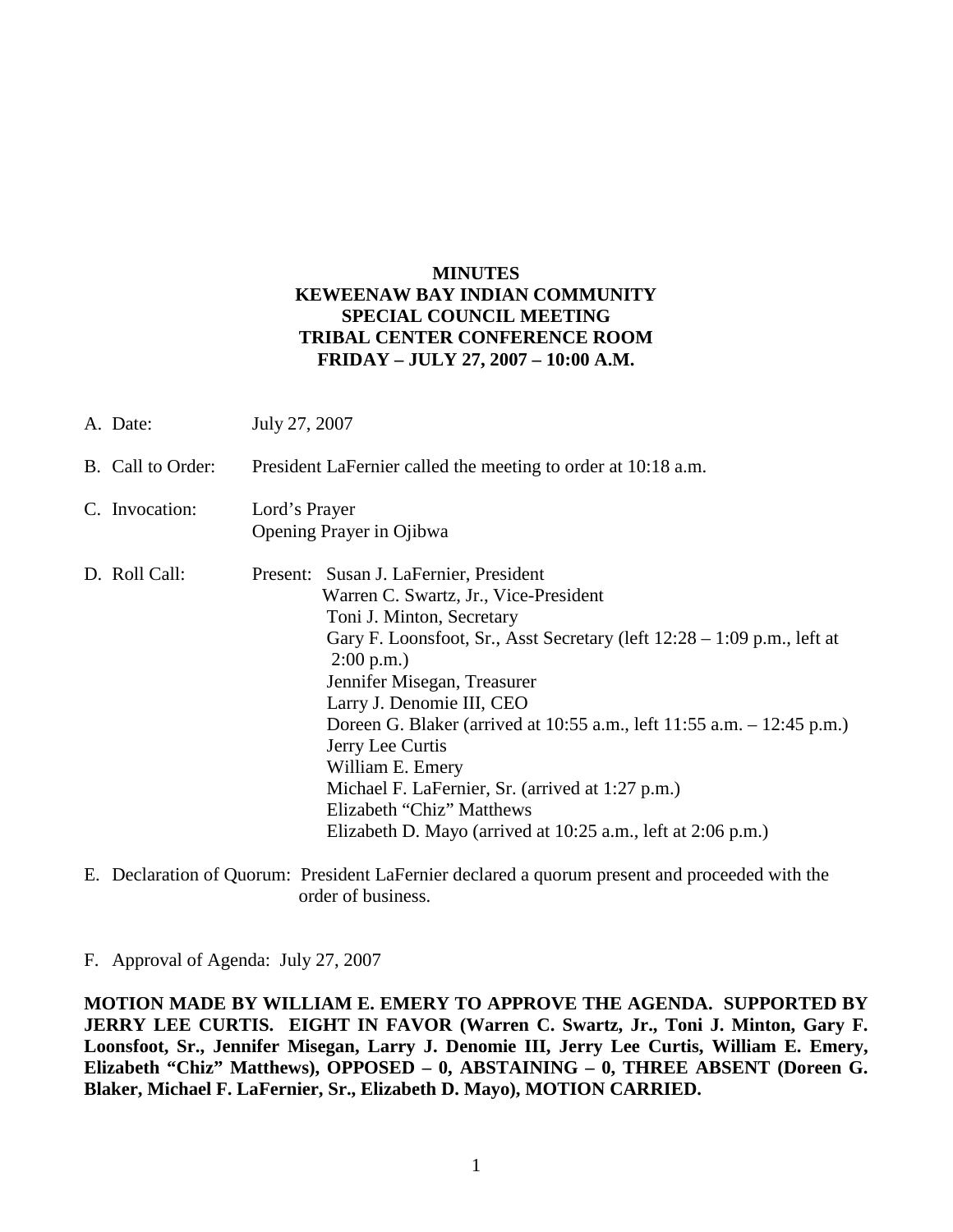**MINUTES**
**KEWEENAW BAY INDIAN COMMUNITY**
**SPECIAL COUNCIL MEETING**
**TRIBAL CENTER CONFERENCE ROOM**
**FRIDAY – JULY 27, 2007 – 10:00 A.M.**

A. Date: July 27, 2007

B. Call to Order: President LaFernier called the meeting to order at 10:18 a.m.

C. Invocation: Lord's Prayer
Opening Prayer in Ojibwa

D. Roll Call: Present:
- Susan J. LaFernier, President
- Warren C. Swartz, Jr., Vice-President
- Toni J. Minton, Secretary
- Gary F. Loonsfoot, Sr., Asst Secretary (left 12:28 – 1:09 p.m., left at 2:00 p.m.)
- Jennifer Misegan, Treasurer
- Larry J. Denomie III, CEO
- Doreen G. Blaker (arrived at 10:55 a.m., left 11:55 a.m. – 12:45 p.m.)
- Jerry Lee Curtis
- William E. Emery
- Michael F. LaFernier, Sr. (arrived at 1:27 p.m.)
- Elizabeth "Chiz" Matthews
- Elizabeth D. Mayo (arrived at 10:25 a.m., left at 2:06 p.m.)

E. Declaration of Quorum: President LaFernier declared a quorum present and proceeded with the order of business.

F. Approval of Agenda: July 27, 2007

**MOTION MADE BY WILLIAM E. EMERY TO APPROVE THE AGENDA. SUPPORTED BY JERRY LEE CURTIS. EIGHT IN FAVOR (Warren C. Swartz, Jr., Toni J. Minton, Gary F. Loonsfoot, Sr., Jennifer Misegan, Larry J. Denomie III, Jerry Lee Curtis, William E. Emery, Elizabeth "Chiz" Matthews), OPPOSED – 0, ABSTAINING – 0, THREE ABSENT (Doreen G. Blaker, Michael F. LaFernier, Sr., Elizabeth D. Mayo), MOTION CARRIED.**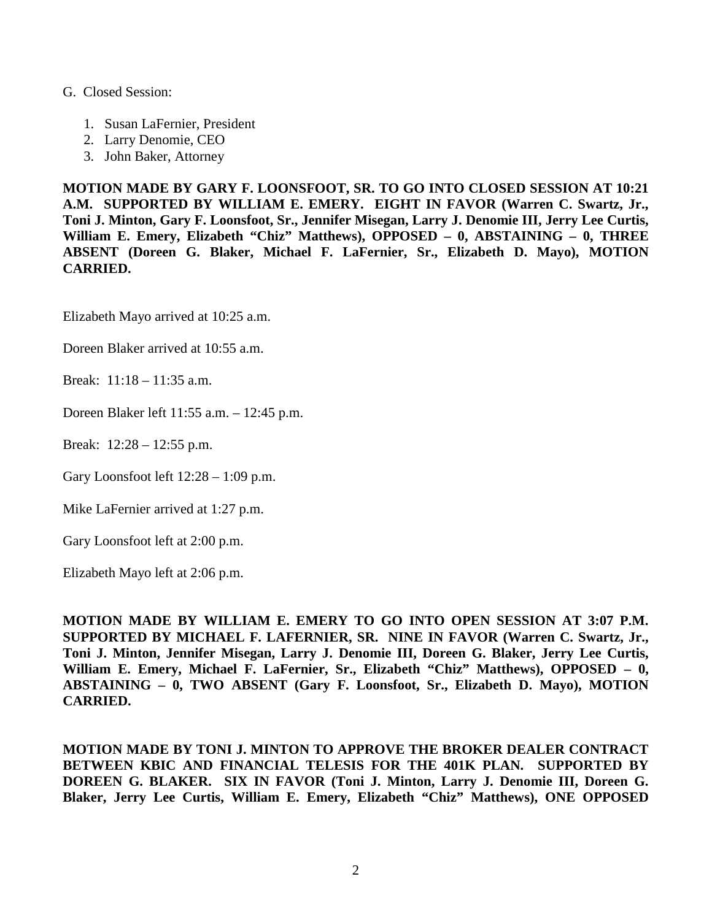G. Closed Session:

1. Susan LaFernier, President
2. Larry Denomie, CEO
3. John Baker, Attorney

**MOTION MADE BY GARY F. LOONSFOOT, SR. TO GO INTO CLOSED SESSION AT 10:21 A.M. SUPPORTED BY WILLIAM E. EMERY. EIGHT IN FAVOR (Warren C. Swartz, Jr., Toni J. Minton, Gary F. Loonsfoot, Sr., Jennifer Misegan, Larry J. Denomie III, Jerry Lee Curtis, William E. Emery, Elizabeth "Chiz" Matthews), OPPOSED – 0, ABSTAINING – 0, THREE ABSENT (Doreen G. Blaker, Michael F. LaFernier, Sr., Elizabeth D. Mayo), MOTION CARRIED.**

Elizabeth Mayo arrived at 10:25 a.m.

Doreen Blaker arrived at 10:55 a.m.

Break: 11:18 – 11:35 a.m.

Doreen Blaker left 11:55 a.m. – 12:45 p.m.

Break: 12:28 – 12:55 p.m.

Gary Loonsfoot left 12:28 – 1:09 p.m.

Mike LaFernier arrived at 1:27 p.m.

Gary Loonsfoot left at 2:00 p.m.

Elizabeth Mayo left at 2:06 p.m.

**MOTION MADE BY WILLIAM E. EMERY TO GO INTO OPEN SESSION AT 3:07 P.M. SUPPORTED BY MICHAEL F. LAFERNIER, SR. NINE IN FAVOR (Warren C. Swartz, Jr., Toni J. Minton, Jennifer Misegan, Larry J. Denomie III, Doreen G. Blaker, Jerry Lee Curtis, William E. Emery, Michael F. LaFernier, Sr., Elizabeth "Chiz" Matthews), OPPOSED – 0, ABSTAINING – 0, TWO ABSENT (Gary F. Loonsfoot, Sr., Elizabeth D. Mayo), MOTION CARRIED.**

**MOTION MADE BY TONI J. MINTON TO APPROVE THE BROKER DEALER CONTRACT BETWEEN KBIC AND FINANCIAL TELESIS FOR THE 401K PLAN. SUPPORTED BY DOREEN G. BLAKER. SIX IN FAVOR (Toni J. Minton, Larry J. Denomie III, Doreen G. Blaker, Jerry Lee Curtis, William E. Emery, Elizabeth "Chiz" Matthews), ONE OPPOSED**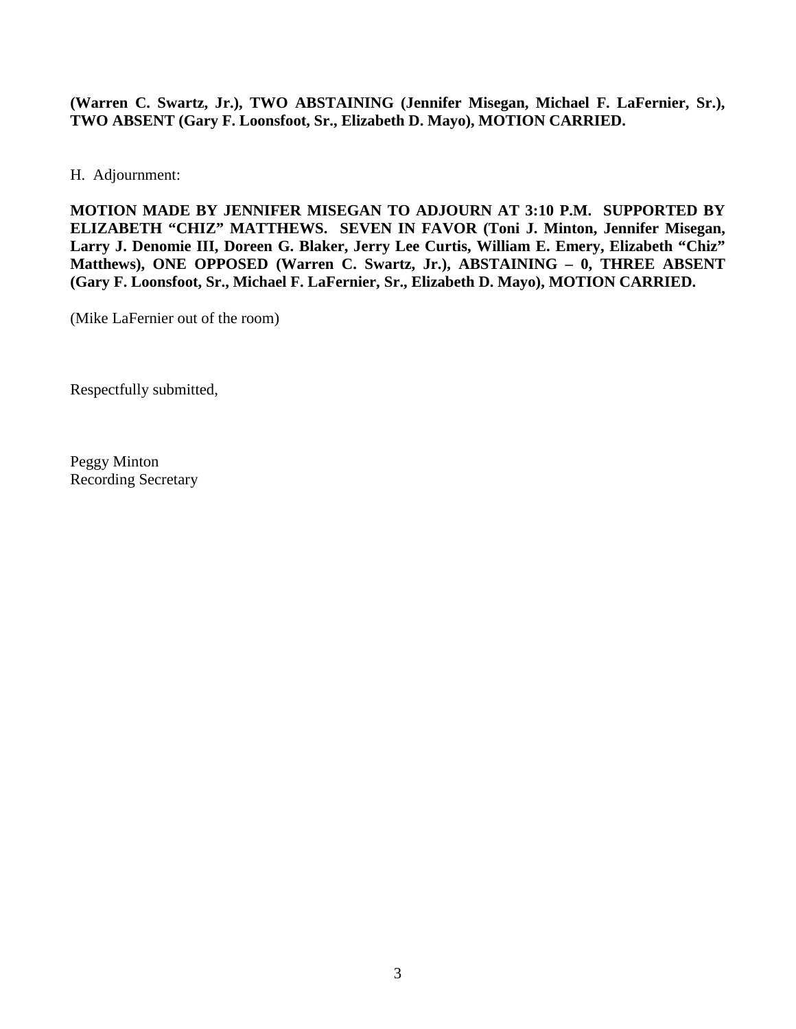**(Warren C. Swartz, Jr.), TWO ABSTAINING (Jennifer Misegan, Michael F. LaFernier, Sr.), TWO ABSENT (Gary F. Loonsfoot, Sr., Elizabeth D. Mayo), MOTION CARRIED.**

H. Adjournment:

**MOTION MADE BY JENNIFER MISEGAN TO ADJOURN AT 3:10 P.M. SUPPORTED BY ELIZABETH "CHIZ" MATTHEWS. SEVEN IN FAVOR (Toni J. Minton, Jennifer Misegan, Larry J. Denomie III, Doreen G. Blaker, Jerry Lee Curtis, William E. Emery, Elizabeth "Chiz" Matthews), ONE OPPOSED (Warren C. Swartz, Jr.), ABSTAINING – 0, THREE ABSENT (Gary F. Loonsfoot, Sr., Michael F. LaFernier, Sr., Elizabeth D. Mayo), MOTION CARRIED.**

(Mike LaFernier out of the room)

Respectfully submitted,

Peggy Minton
Recording Secretary